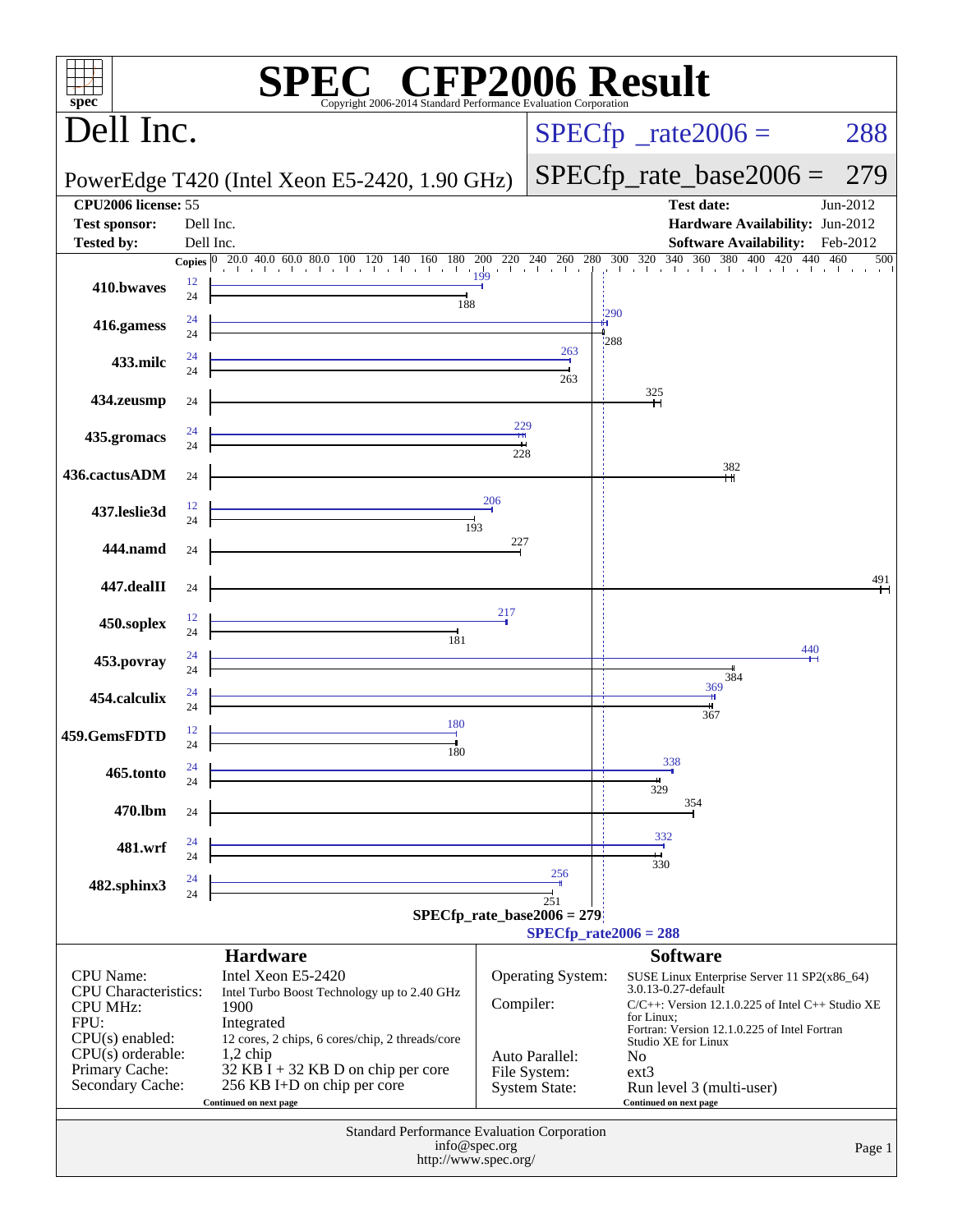# SPEC CFP2006 Result

Copyright 2006-2014 Standard Performance Evaluation Corporation

## Dell Inc.

PowerEdge T420 (Intel Xeon E5-2420, 1.90 GHz)

SPECfp_rate2006 = 288

SPECfp_rate_base2006 = 279

| | | | |
|---|---|---|---|
| **CPU2006 license:** 55 | | **Test date:** | Jun-2012 |
| **Test sponsor:** | Dell Inc. | **Hardware Availability:** | Jun-2012 |
| **Tested by:** | Dell Inc. | **Software Availability:** | Feb-2012 |

| Benchmark | Copies (peak) | Peak | Copies (base) | Base |
|---|---|---|---|---|
| 410.bwaves | 12 | 199 | 24 | 188 |
| 416.gamess | 24 | 290 | 24 | 288 |
| 433.milc | 24 | 263 | 24 | 263 |
| 434.zeusmp | | | 24 | 325 |
| 435.gromacs | 24 | 229 | 24 | 228 |
| 436.cactusADM | | | 24 | 382 |
| 437.leslie3d | 12 | 206 | 24 | 193 |
| 444.namd | | | 24 | 227 |
| 447.dealII | | | 24 | 491 |
| 450.soplex | 12 | 217 | 24 | 181 |
| 453.povray | 24 | 440 | 24 | 384 |
| 454.calculix | 24 | 369 | 24 | 367 |
| 459.GemsFDTD | 12 | 180 | 24 | 180 |
| 465.tonto | 24 | 338 | 24 | 329 |
| 470.lbm | | | 24 | 354 |
| 481.wrf | 24 | 332 | 24 | 330 |
| 482.sphinx3 | 24 | 256 | 24 | 251 |

SPECfp_rate_base2006 = 279

SPECfp_rate2006 = 288

## Hardware

| | |
|---|---|
| CPU Name: | Intel Xeon E5-2420 |
| CPU Characteristics: | Intel Turbo Boost Technology up to 2.40 GHz |
| CPU MHz: | 1900 |
| FPU: | Integrated |
| CPU(s) enabled: | 12 cores, 2 chips, 6 cores/chip, 2 threads/core |
| CPU(s) orderable: | 1,2 chip |
| Primary Cache: | 32 KB I + 32 KB D on chip per core |
| Secondary Cache: | 256 KB I+D on chip per core |

Continued on next page

## Software

| | |
|---|---|
| Operating System: | SUSE Linux Enterprise Server 11 SP2(x86_64) 3.0.13-0.27-default |
| Compiler: | C/C++: Version 12.1.0.225 of Intel C++ Studio XE for Linux; Fortran: Version 12.1.0.225 of Intel Fortran Studio XE for Linux |
| Auto Parallel: | No |
| File System: | ext3 |
| System State: | Run level 3 (multi-user) |

Continued on next page

Standard Performance Evaluation Corporation
info@spec.org
http://www.spec.org/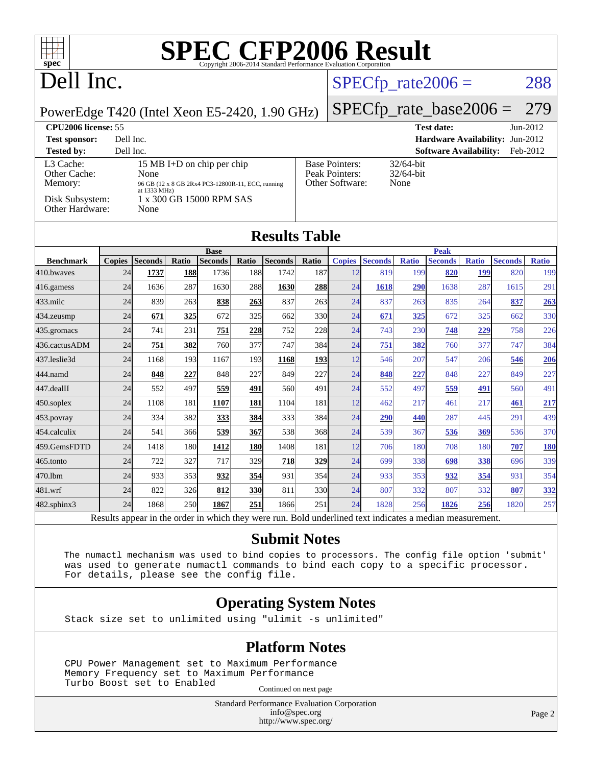# SPEC CFP2006 Result

Copyright 2006-2014 Standard Performance Evaluation Corporation

# Dell Inc.

PowerEdge T420 (Intel Xeon E5-2420, 1.90 GHz)

SPECfp_rate2006 = 288

SPECfp_rate_base2006 = 279

| | | | |
|---|---|---|---|
| **CPU2006 license:** 55 | | **Test date:** | Jun-2012 |
| **Test sponsor:** | Dell Inc. | **Hardware Availability:** | Jun-2012 |
| **Tested by:** | Dell Inc. | **Software Availability:** | Feb-2012 |

| | |
|---|---|
| L3 Cache: | 15 MB I+D on chip per chip |
| Other Cache: | None |
| Memory: | 96 GB (12 x 8 GB 2Rx4 PC3-12800R-11, ECC, running at 1333 MHz) |
| Disk Subsystem: | 1 x 300 GB 15000 RPM SAS |
| Other Hardware: | None |

| | |
|---|---|
| Base Pointers: | 32/64-bit |
| Peak Pointers: | 32/64-bit |
| Other Software: | None |

## Results Table

| | Base | | | | | | | Peak | | | | | | |
|---|---|---|---|---|---|---|---|---|---|---|---|---|---|---|
| **Benchmark** | **Copies** | **Seconds** | **Ratio** | **Seconds** | **Ratio** | **Seconds** | **Ratio** | **Copies** | **Seconds** | **Ratio** | **Seconds** | **Ratio** | **Seconds** | **Ratio** |
| 410.bwaves | 24 | **1737** | **188** | 1736 | 188 | 1742 | 187 | 12 | 819 | 199 | **820** | **199** | 820 | 199 |
| 416.gamess | 24 | 1636 | 287 | 1630 | 288 | **1630** | **288** | 24 | **1618** | **290** | 1638 | 287 | 1615 | 291 |
| 433.milc | 24 | 839 | 263 | **838** | **263** | 837 | 263 | 24 | 837 | 263 | 835 | 264 | **837** | **263** |
| 434.zeusmp | 24 | **671** | **325** | 672 | 325 | 662 | 330 | 24 | **671** | **325** | 672 | 325 | 662 | 330 |
| 435.gromacs | 24 | 741 | 231 | **751** | **228** | 752 | 228 | 24 | 743 | 230 | **748** | **229** | 758 | 226 |
| 436.cactusADM | 24 | **751** | **382** | 760 | 377 | 747 | 384 | 24 | **751** | **382** | 760 | 377 | 747 | 384 |
| 437.leslie3d | 24 | 1168 | 193 | 1167 | 193 | **1168** | **193** | 12 | 546 | 207 | 547 | 206 | **546** | **206** |
| 444.namd | 24 | **848** | **227** | 848 | 227 | 849 | 227 | 24 | **848** | **227** | 848 | 227 | 849 | 227 |
| 447.dealII | 24 | 552 | 497 | **559** | **491** | 560 | 491 | 24 | 552 | 497 | **559** | **491** | 560 | 491 |
| 450.soplex | 24 | 1108 | 181 | **1107** | **181** | 1104 | 181 | 12 | 462 | 217 | 461 | 217 | **461** | **217** |
| 453.povray | 24 | 334 | 382 | **333** | **384** | 333 | 384 | 24 | **290** | **440** | 287 | 445 | 291 | 439 |
| 454.calculix | 24 | 541 | 366 | **539** | **367** | 538 | 368 | 24 | 539 | 367 | **536** | **369** | 536 | 370 |
| 459.GemsFDTD | 24 | 1418 | 180 | **1412** | **180** | 1408 | 181 | 12 | 706 | 180 | 708 | 180 | **707** | **180** |
| 465.tonto | 24 | 722 | 327 | 717 | 329 | **718** | **329** | 24 | 699 | 338 | **698** | **338** | 696 | 339 |
| 470.lbm | 24 | 933 | 353 | **932** | **354** | 931 | 354 | 24 | 933 | 353 | **932** | **354** | 931 | 354 |
| 481.wrf | 24 | 822 | 326 | **812** | **330** | 811 | 330 | 24 | 807 | 332 | 807 | 332 | **807** | **332** |
| 482.sphinx3 | 24 | 1868 | 250 | **1867** | **251** | 1866 | 251 | 24 | 1828 | 256 | **1826** | **256** | 1820 | 257 |

Results appear in the order in which they were run. Bold underlined text indicates a median measurement.

## Submit Notes

```
The numactl mechanism was used to bind copies to processors. The config file option 'submit'
was used to generate numactl commands to bind each copy to a specific processor.
For details, please see the config file.
```

## Operating System Notes

```
Stack size set to unlimited using "ulimit -s unlimited"
```

## Platform Notes

```
CPU Power Management set to Maximum Performance
Memory Frequency set to Maximum Performance
Turbo Boost set to Enabled
```

Continued on next page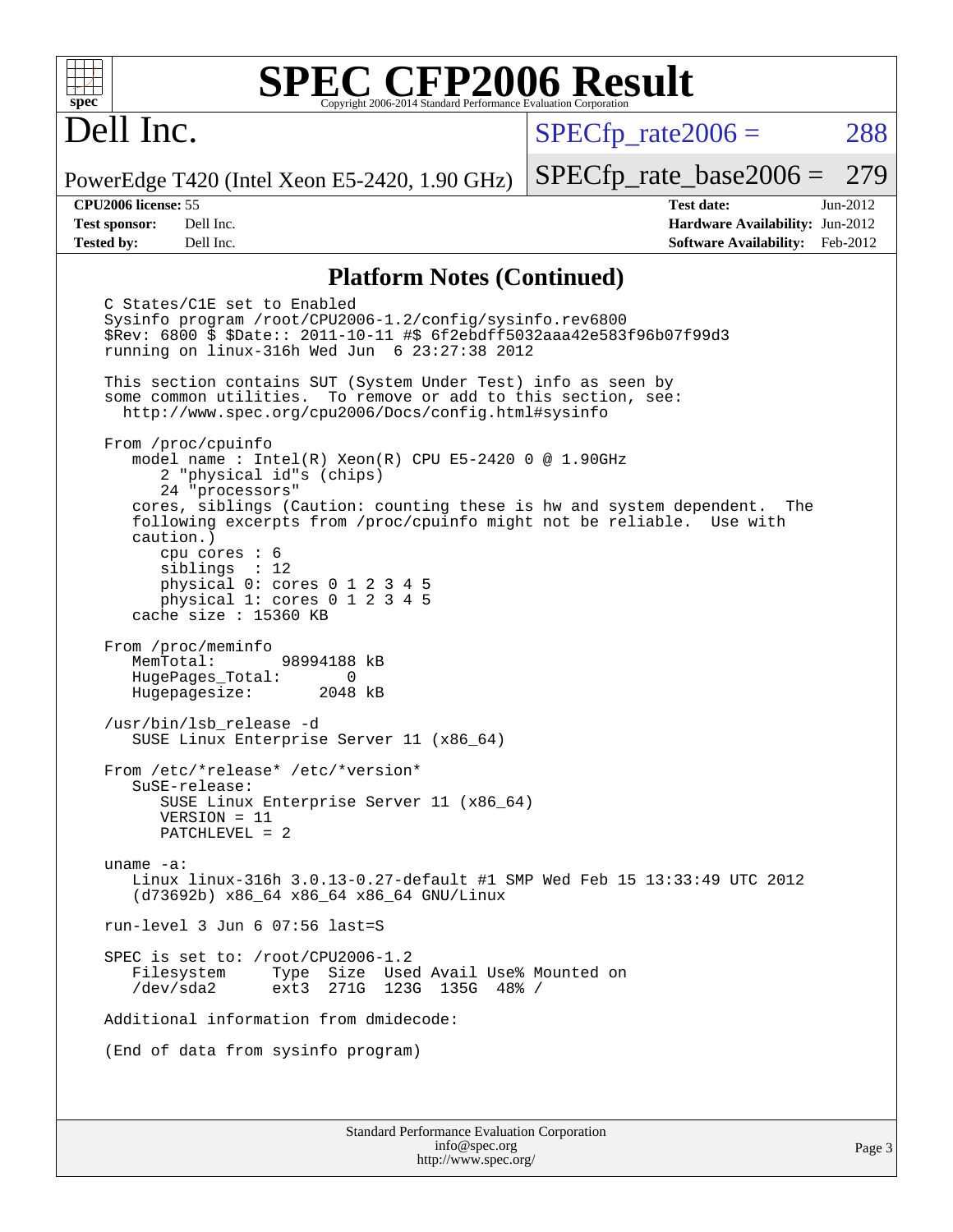# SPEC CFP2006 Result

Copyright 2006-2014 Standard Performance Evaluation Corporation

## Dell Inc.

PowerEdge T420 (Intel Xeon E5-2420, 1.90 GHz)

SPECfp_rate2006 = 288

SPECfp_rate_base2006 = 279

| | | | |
|---|---|---|---|
| **CPU2006 license:** 55 | | **Test date:** | Jun-2012 |
| **Test sponsor:** | Dell Inc. | **Hardware Availability:** | Jun-2012 |
| **Tested by:** | Dell Inc. | **Software Availability:** | Feb-2012 |

## Platform Notes (Continued)

```
C States/C1E set to Enabled
Sysinfo program /root/CPU2006-1.2/config/sysinfo.rev6800
$Rev: 6800 $ $Date:: 2011-10-11 #$ 6f2ebdff5032aaa42e583f96b07f99d3
running on linux-316h Wed Jun  6 23:27:38 2012

This section contains SUT (System Under Test) info as seen by
some common utilities.  To remove or add to this section, see:
  http://www.spec.org/cpu2006/Docs/config.html#sysinfo

From /proc/cpuinfo
   model name : Intel(R) Xeon(R) CPU E5-2420 0 @ 1.90GHz
      2 "physical id"s (chips)
      24 "processors"
   cores, siblings (Caution: counting these is hw and system dependent.  The
   following excerpts from /proc/cpuinfo might not be reliable.  Use with
   caution.)
      cpu cores : 6
      siblings  : 12
      physical 0: cores 0 1 2 3 4 5
      physical 1: cores 0 1 2 3 4 5
   cache size : 15360 KB

From /proc/meminfo
   MemTotal:       98994188 kB
   HugePages_Total:       0
   Hugepagesize:       2048 kB

/usr/bin/lsb_release -d
   SUSE Linux Enterprise Server 11 (x86_64)

From /etc/*release* /etc/*version*
   SuSE-release:
      SUSE Linux Enterprise Server 11 (x86_64)
      VERSION = 11
      PATCHLEVEL = 2

uname -a:
   Linux linux-316h 3.0.13-0.27-default #1 SMP Wed Feb 15 13:33:49 UTC 2012
   (d73692b) x86_64 x86_64 x86_64 GNU/Linux

run-level 3 Jun 6 07:56 last=S

SPEC is set to: /root/CPU2006-1.2
   Filesystem     Type  Size  Used Avail Use% Mounted on
   /dev/sda2      ext3  271G  123G  135G  48% /

Additional information from dmidecode:

(End of data from sysinfo program)
```

Standard Performance Evaluation Corporation
info@spec.org
http://www.spec.org/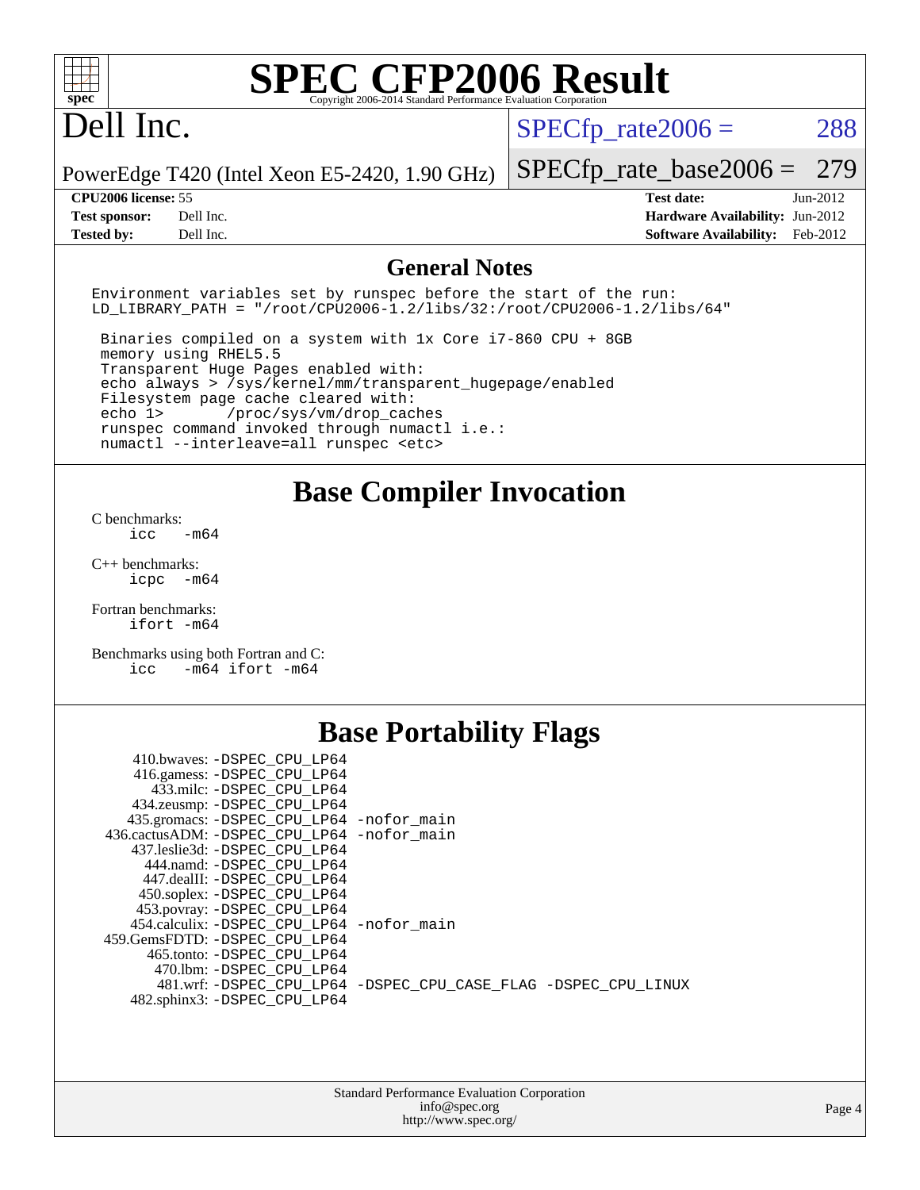# SPEC CFP2006 Result

Copyright 2006-2014 Standard Performance Evaluation Corporation

## Dell Inc.

PowerEdge T420 (Intel Xeon E5-2420, 1.90 GHz)

SPECfp_rate2006 = 288

SPECfp_rate_base2006 = 279

| | | | |
|---|---|---|---|
| **CPU2006 license:** | 55 | **Test date:** | Jun-2012 |
| **Test sponsor:** | Dell Inc. | **Hardware Availability:** | Jun-2012 |
| **Tested by:** | Dell Inc. | **Software Availability:** | Feb-2012 |

## General Notes

```
Environment variables set by runspec before the start of the run:
LD_LIBRARY_PATH = "/root/CPU2006-1.2/libs/32:/root/CPU2006-1.2/libs/64"

 Binaries compiled on a system with 1x Core i7-860 CPU + 8GB
 memory using RHEL5.5
 Transparent Huge Pages enabled with:
 echo always > /sys/kernel/mm/transparent_hugepage/enabled
 Filesystem page cache cleared with:
 echo 1>       /proc/sys/vm/drop_caches
 runspec command invoked through numactl i.e.:
 numactl --interleave=all runspec <etc>
```

## Base Compiler Invocation

C benchmarks:
```
icc   -m64
```

C++ benchmarks:
```
icpc  -m64
```

Fortran benchmarks:
```
ifort -m64
```

Benchmarks using both Fortran and C:
```
icc   -m64 ifort -m64
```

## Base Portability Flags

```
     410.bwaves: -DSPEC_CPU_LP64
     416.gamess: -DSPEC_CPU_LP64
       433.milc: -DSPEC_CPU_LP64
     434.zeusmp: -DSPEC_CPU_LP64
    435.gromacs: -DSPEC_CPU_LP64 -nofor_main
 436.cactusADM: -DSPEC_CPU_LP64 -nofor_main
   437.leslie3d: -DSPEC_CPU_LP64
      444.namd: -DSPEC_CPU_LP64
    447.dealII: -DSPEC_CPU_LP64
    450.soplex: -DSPEC_CPU_LP64
    453.povray: -DSPEC_CPU_LP64
  454.calculix: -DSPEC_CPU_LP64 -nofor_main
 459.GemsFDTD: -DSPEC_CPU_LP64
     465.tonto: -DSPEC_CPU_LP64
       470.lbm: -DSPEC_CPU_LP64
       481.wrf: -DSPEC_CPU_LP64 -DSPEC_CPU_CASE_FLAG -DSPEC_CPU_LINUX
   482.sphinx3: -DSPEC_CPU_LP64
```

Standard Performance Evaluation Corporation
info@spec.org
http://www.spec.org/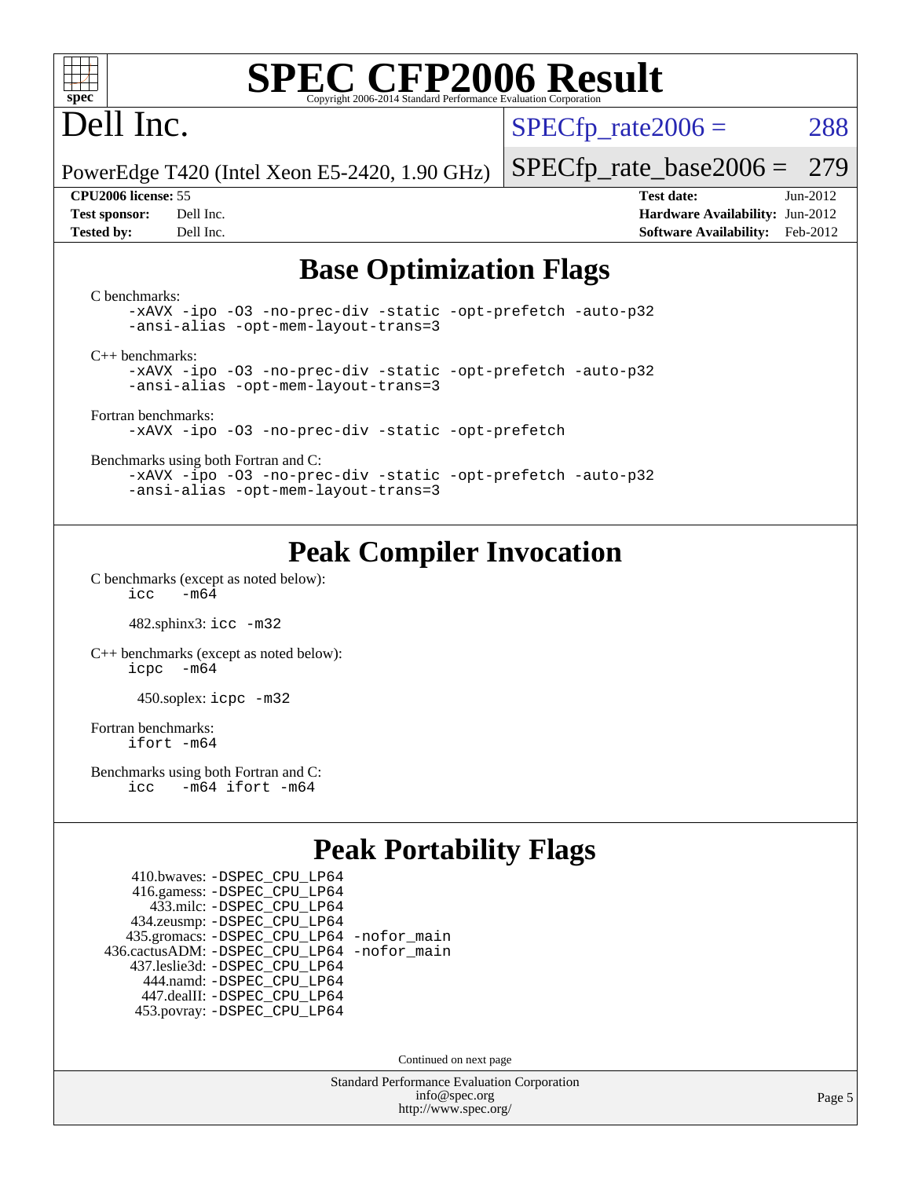# SPEC CFP2006 Result

Copyright 2006-2014 Standard Performance Evaluation Corporation

## Dell Inc.

PowerEdge T420 (Intel Xeon E5-2420, 1.90 GHz)

SPECfp_rate2006 = 288

SPECfp_rate_base2006 = 279

**CPU2006 license:** 55
**Test sponsor:** Dell Inc.
**Tested by:** Dell Inc.

**Test date:** Jun-2012
**Hardware Availability:** Jun-2012
**Software Availability:** Feb-2012

## Base Optimization Flags

C benchmarks:

```
-xAVX -ipo -O3 -no-prec-div -static -opt-prefetch -auto-p32
-ansi-alias -opt-mem-layout-trans=3
```

C++ benchmarks:

```
-xAVX -ipo -O3 -no-prec-div -static -opt-prefetch -auto-p32
-ansi-alias -opt-mem-layout-trans=3
```

Fortran benchmarks:

```
-xAVX -ipo -O3 -no-prec-div -static -opt-prefetch
```

Benchmarks using both Fortran and C:

```
-xAVX -ipo -O3 -no-prec-div -static -opt-prefetch -auto-p32
-ansi-alias -opt-mem-layout-trans=3
```

## Peak Compiler Invocation

C benchmarks (except as noted below):

```
icc   -m64
```

482.sphinx3: `icc -m32`

C++ benchmarks (except as noted below):

```
icpc   -m64
```

450.soplex: `icpc -m32`

Fortran benchmarks:

```
ifort -m64
```

Benchmarks using both Fortran and C:

```
icc   -m64 ifort -m64
```

## Peak Portability Flags

```
    410.bwaves: -DSPEC_CPU_LP64
    416.gamess: -DSPEC_CPU_LP64
      433.milc: -DSPEC_CPU_LP64
    434.zeusmp: -DSPEC_CPU_LP64
   435.gromacs: -DSPEC_CPU_LP64 -nofor_main
436.cactusADM: -DSPEC_CPU_LP64 -nofor_main
  437.leslie3d: -DSPEC_CPU_LP64
     444.namd: -DSPEC_CPU_LP64
   447.dealII: -DSPEC_CPU_LP64
   453.povray: -DSPEC_CPU_LP64
```

Continued on next page

Standard Performance Evaluation Corporation
info@spec.org
http://www.spec.org/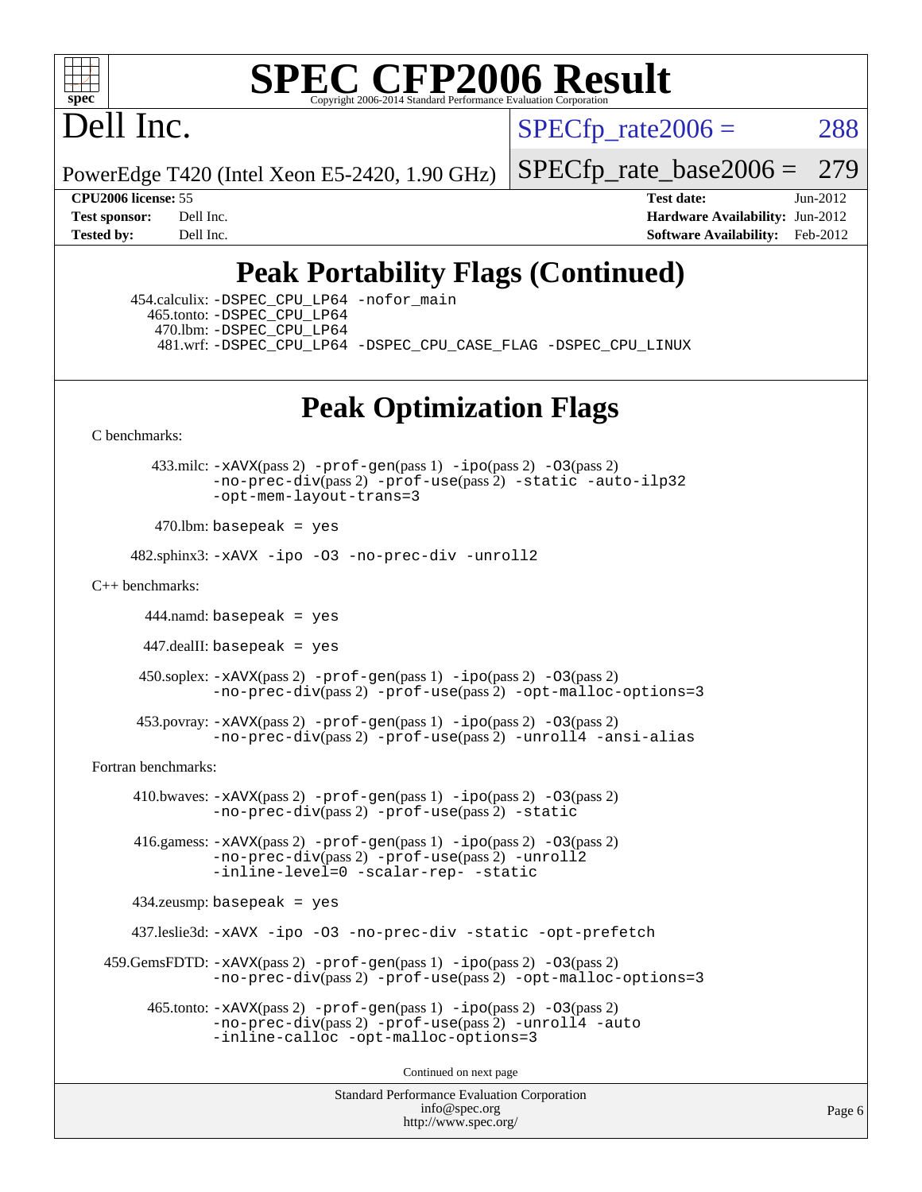# SPEC CFP2006 Result

Copyright 2006-2014 Standard Performance Evaluation Corporation

# Dell Inc.

PowerEdge T420 (Intel Xeon E5-2420, 1.90 GHz)

SPECfp_rate2006 = 288

SPECfp_rate_base2006 = 279

**CPU2006 license:** 55
**Test sponsor:** Dell Inc.
**Tested by:** Dell Inc.

**Test date:** Jun-2012
**Hardware Availability:** Jun-2012
**Software Availability:** Feb-2012

## Peak Portability Flags (Continued)

454.calculix: -DSPEC_CPU_LP64 -nofor_main
465.tonto: -DSPEC_CPU_LP64
470.lbm: -DSPEC_CPU_LP64
481.wrf: -DSPEC_CPU_LP64 -DSPEC_CPU_CASE_FLAG -DSPEC_CPU_LINUX

## Peak Optimization Flags

C benchmarks:

433.milc: -xAVX(pass 2) -prof-gen(pass 1) -ipo(pass 2) -O3(pass 2) -no-prec-div(pass 2) -prof-use(pass 2) -static -auto-ilp32 -opt-mem-layout-trans=3

470.lbm: basepeak = yes

482.sphinx3: -xAVX -ipo -O3 -no-prec-div -unroll2

C++ benchmarks:

444.namd: basepeak = yes

447.dealII: basepeak = yes

450.soplex: -xAVX(pass 2) -prof-gen(pass 1) -ipo(pass 2) -O3(pass 2) -no-prec-div(pass 2) -prof-use(pass 2) -opt-malloc-options=3

453.povray: -xAVX(pass 2) -prof-gen(pass 1) -ipo(pass 2) -O3(pass 2) -no-prec-div(pass 2) -prof-use(pass 2) -unroll4 -ansi-alias

Fortran benchmarks:

410.bwaves: -xAVX(pass 2) -prof-gen(pass 1) -ipo(pass 2) -O3(pass 2) -no-prec-div(pass 2) -prof-use(pass 2) -static

416.gamess: -xAVX(pass 2) -prof-gen(pass 1) -ipo(pass 2) -O3(pass 2) -no-prec-div(pass 2) -prof-use(pass 2) -unroll2 -inline-level=0 -scalar-rep- -static

434.zeusmp: basepeak = yes

437.leslie3d: -xAVX -ipo -O3 -no-prec-div -static -opt-prefetch

459.GemsFDTD: -xAVX(pass 2) -prof-gen(pass 1) -ipo(pass 2) -O3(pass 2) -no-prec-div(pass 2) -prof-use(pass 2) -opt-malloc-options=3

465.tonto: -xAVX(pass 2) -prof-gen(pass 1) -ipo(pass 2) -O3(pass 2) -no-prec-div(pass 2) -prof-use(pass 2) -unroll4 -auto -inline-calloc -opt-malloc-options=3

Continued on next page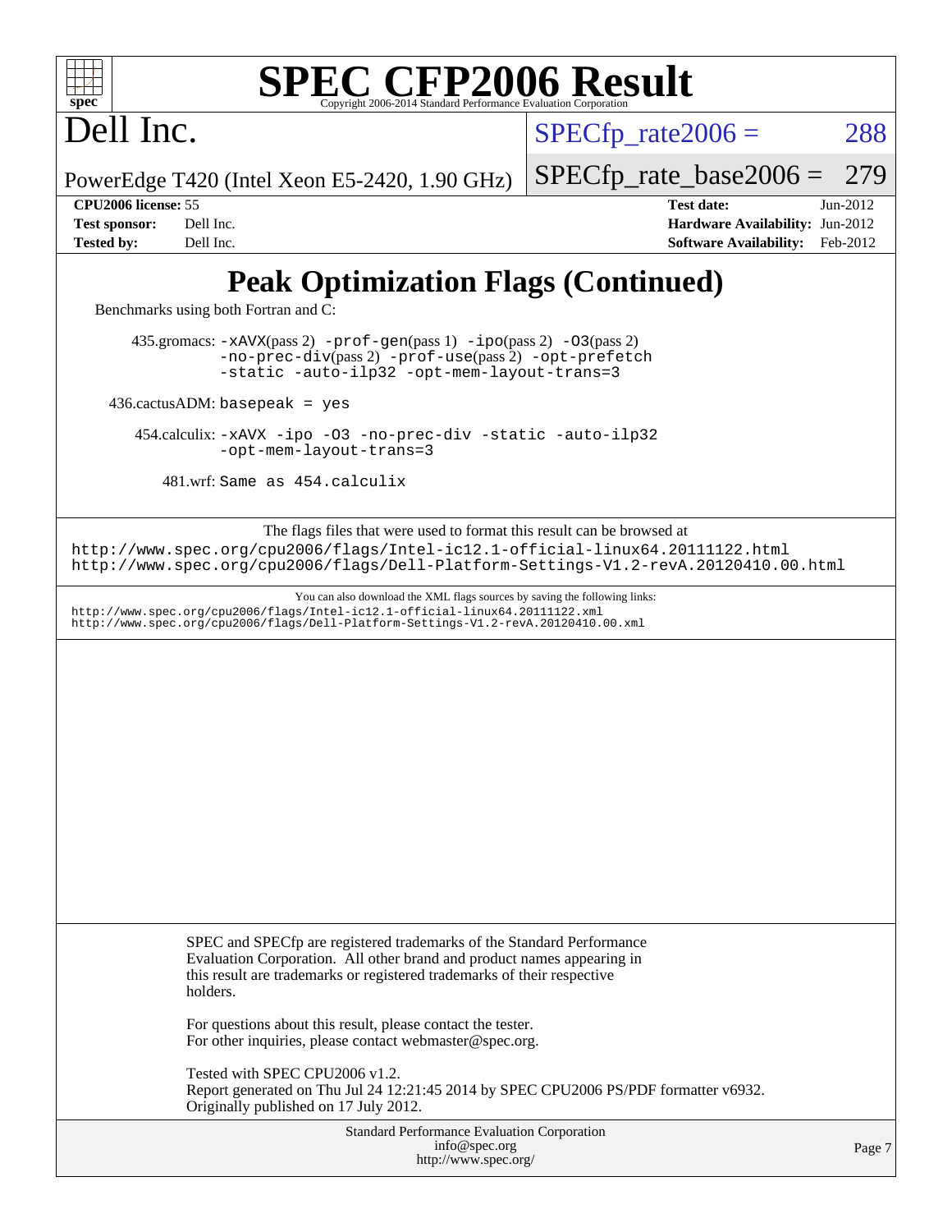# Peak Optimization Flags (Continued)

Benchmarks using both Fortran and C:

435.gromacs: `-xAVX`(pass 2) `-prof-gen`(pass 1) `-ipo`(pass 2) `-O3`(pass 2) `-no-prec-div`(pass 2) `-prof-use`(pass 2) `-opt-prefetch` `-static` `-auto-ilp32` `-opt-mem-layout-trans=3`

436.cactusADM: `basepeak = yes`

454.calculix: `-xAVX` `-ipo` `-O3` `-no-prec-div` `-static` `-auto-ilp32` `-opt-mem-layout-trans=3`

481.wrf: `Same as 454.calculix`

The flags files that were used to format this result can be browsed at

http://www.spec.org/cpu2006/flags/Intel-ic12.1-official-linux64.20111122.html
http://www.spec.org/cpu2006/flags/Dell-Platform-Settings-V1.2-revA.20120410.00.html

You can also download the XML flags sources by saving the following links:

http://www.spec.org/cpu2006/flags/Intel-ic12.1-official-linux64.20111122.xml
http://www.spec.org/cpu2006/flags/Dell-Platform-Settings-V1.2-revA.20120410.00.xml

SPEC and SPECfp are registered trademarks of the Standard Performance Evaluation Corporation. All other brand and product names appearing in this result are trademarks or registered trademarks of their respective holders.

For questions about this result, please contact the tester.
For other inquiries, please contact webmaster@spec.org.

Tested with SPEC CPU2006 v1.2.
Report generated on Thu Jul 24 12:21:45 2014 by SPEC CPU2006 PS/PDF formatter v6932.
Originally published on 17 July 2012.